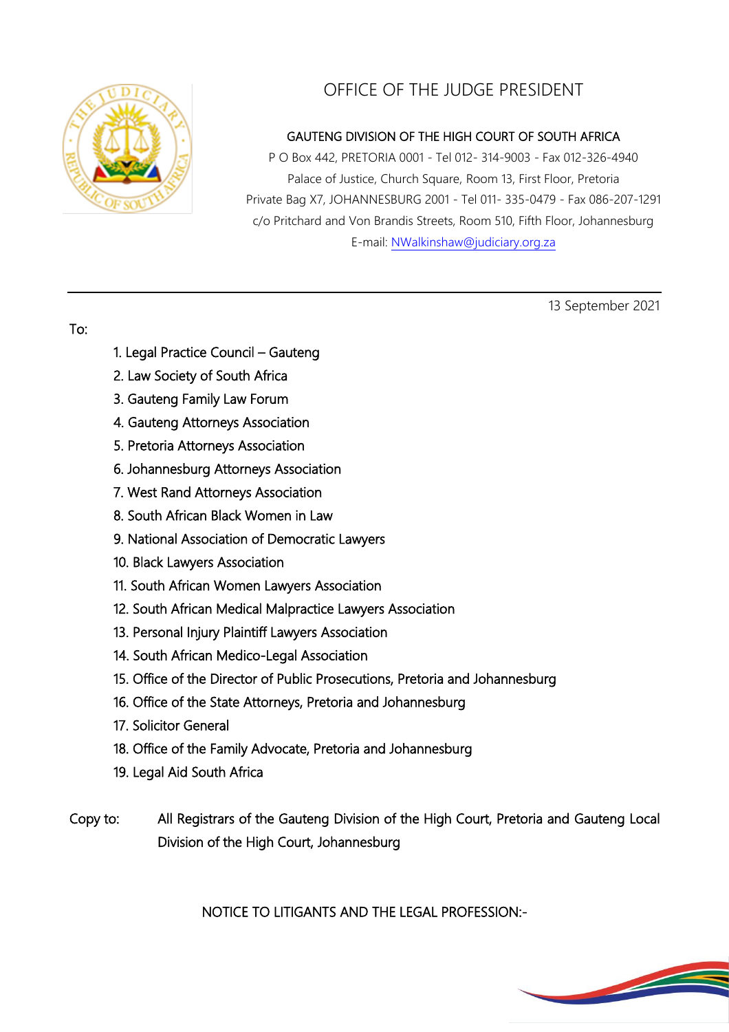# OFFICE OF THE JUDGE PRESIDENT

**GAUTENG DIVISION OF THE HIGH COURT OF SOUTH AFRICA**

P O Box 442, PRETORIA 0001 - Tel 012- 314-9003 - Fax 012-326-4940
Palace of Justice, Church Square, Room 13, First Floor, Pretoria
Private Bag X7, JOHANNESBURG 2001 - Tel 011- 335-0479 - Fax 086-207-1291
c/o Pritchard and Von Brandis Streets, Room 510, Fifth Floor, Johannesburg
E-mail: NWalkinshaw@judiciary.org.za

---

13 September 2021

To:

1. Legal Practice Council – Gauteng
2. Law Society of South Africa
3. Gauteng Family Law Forum
4. Gauteng Attorneys Association
5. Pretoria Attorneys Association
6. Johannesburg Attorneys Association
7. West Rand Attorneys Association
8. South African Black Women in Law
9. National Association of Democratic Lawyers
10. Black Lawyers Association
11. South African Women Lawyers Association
12. South African Medical Malpractice Lawyers Association
13. Personal Injury Plaintiff Lawyers Association
14. South African Medico-Legal Association
15. Office of the Director of Public Prosecutions, Pretoria and Johannesburg
16. Office of the State Attorneys, Pretoria and Johannesburg
17. Solicitor General
18. Office of the Family Advocate, Pretoria and Johannesburg
19. Legal Aid South Africa

Copy to: All Registrars of the Gauteng Division of the High Court, Pretoria and Gauteng Local Division of the High Court, Johannesburg

NOTICE TO LITIGANTS AND THE LEGAL PROFESSION:-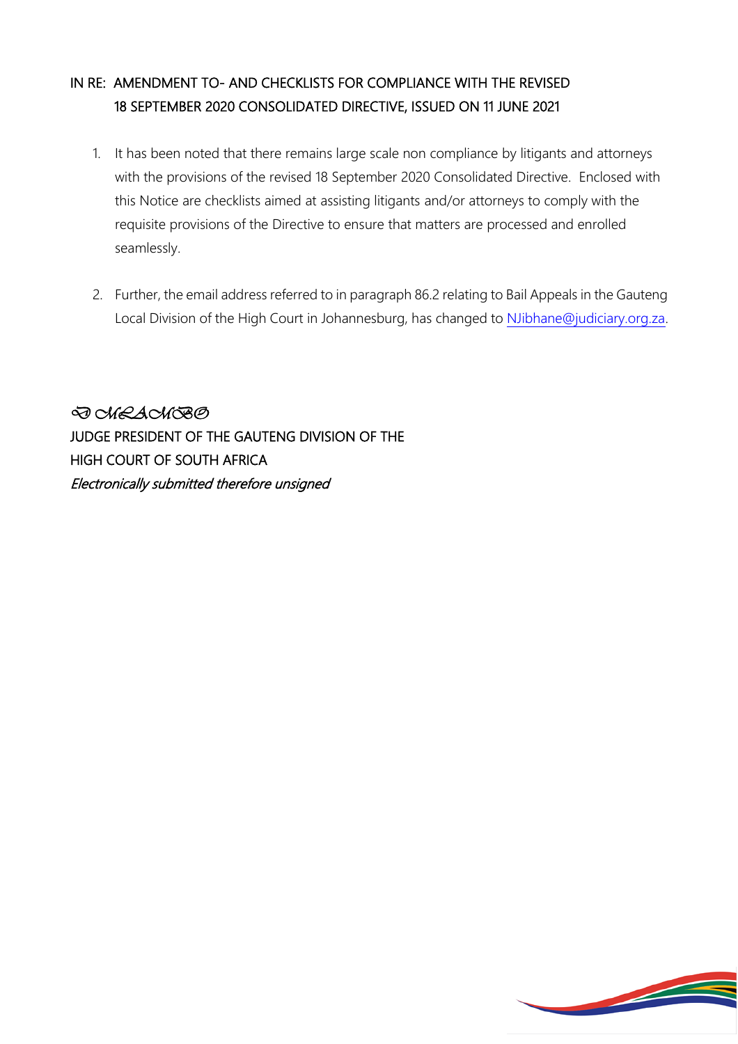IN RE: AMENDMENT TO- AND CHECKLISTS FOR COMPLIANCE WITH THE REVISED 18 SEPTEMBER 2020 CONSOLIDATED DIRECTIVE, ISSUED ON 11 JUNE 2021

1. It has been noted that there remains large scale non compliance by litigants and attorneys with the provisions of the revised 18 September 2020 Consolidated Directive. Enclosed with this Notice are checklists aimed at assisting litigants and/or attorneys to comply with the requisite provisions of the Directive to ensure that matters are processed and enrolled seamlessly.

2. Further, the email address referred to in paragraph 86.2 relating to Bail Appeals in the Gauteng Local Division of the High Court in Johannesburg, has changed to NJibhane@judiciary.org.za.

D MLAMBO
JUDGE PRESIDENT OF THE GAUTENG DIVISION OF THE
HIGH COURT OF SOUTH AFRICA
*Electronically submitted therefore unsigned*